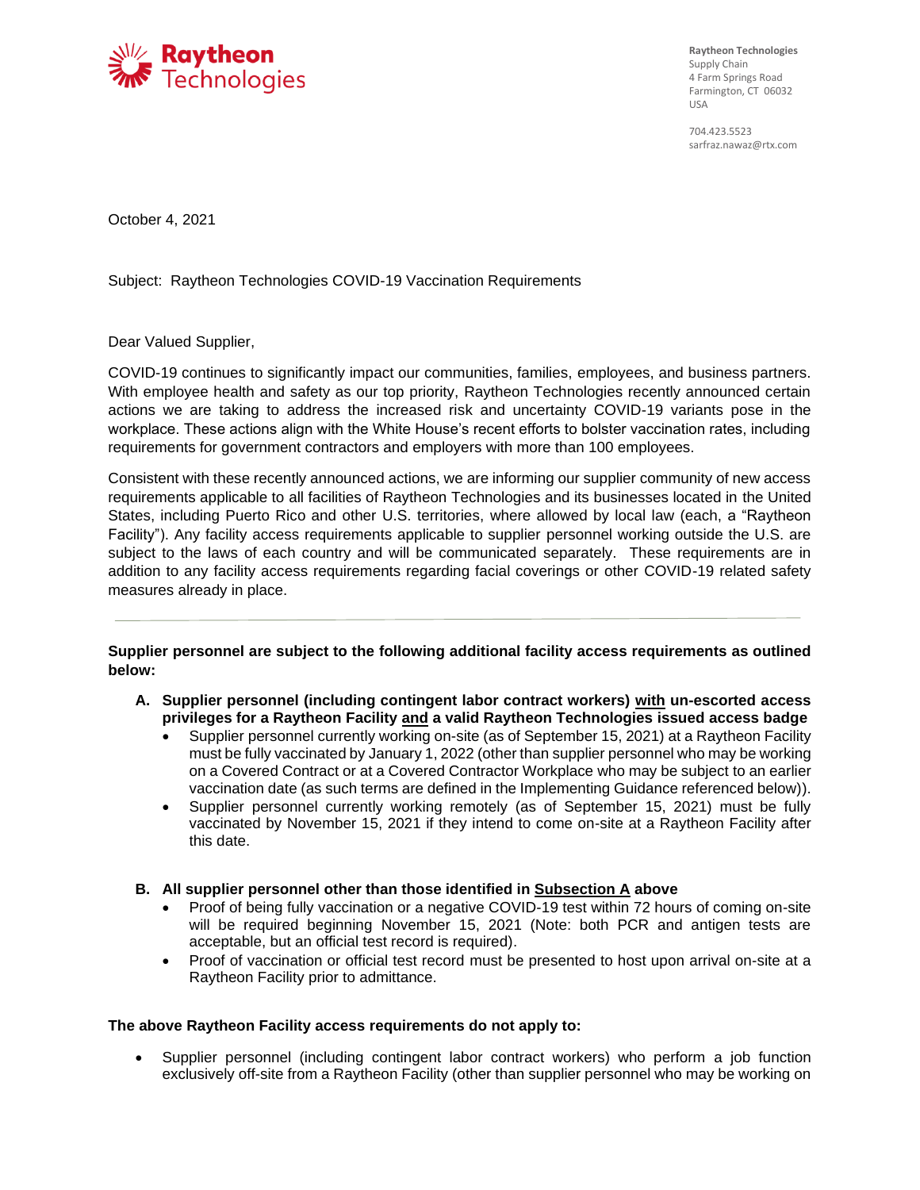**Raytheon Technologies**

Raytheon Technologies
Supply Chain
4 Farm Springs Road
Farmington, CT 06032
USA

704.423.5523
sarfraz.nawaz@rtx.com

October 4, 2021

Subject: Raytheon Technologies COVID-19 Vaccination Requirements

Dear Valued Supplier,

COVID-19 continues to significantly impact our communities, families, employees, and business partners. With employee health and safety as our top priority, Raytheon Technologies recently announced certain actions we are taking to address the increased risk and uncertainty COVID-19 variants pose in the workplace. These actions align with the White House's recent efforts to bolster vaccination rates, including requirements for government contractors and employers with more than 100 employees.

Consistent with these recently announced actions, we are informing our supplier community of new access requirements applicable to all facilities of Raytheon Technologies and its businesses located in the United States, including Puerto Rico and other U.S. territories, where allowed by local law (each, a "Raytheon Facility"). Any facility access requirements applicable to supplier personnel working outside the U.S. are subject to the laws of each country and will be communicated separately. These requirements are in addition to any facility access requirements regarding facial coverings or other COVID-19 related safety measures already in place.

---

**Supplier personnel are subject to the following additional facility access requirements as outlined below:**

**A. Supplier personnel (including contingent labor contract workers) <u>with</u> un-escorted access privileges for a Raytheon Facility <u>and</u> a valid Raytheon Technologies issued access badge**

- Supplier personnel currently working on-site (as of September 15, 2021) at a Raytheon Facility must be fully vaccinated by January 1, 2022 (other than supplier personnel who may be working on a Covered Contract or at a Covered Contractor Workplace who may be subject to an earlier vaccination date (as such terms are defined in the Implementing Guidance referenced below)).
- Supplier personnel currently working remotely (as of September 15, 2021) must be fully vaccinated by November 15, 2021 if they intend to come on-site at a Raytheon Facility after this date.

**B. All supplier personnel other than those identified in <u>Subsection A</u> above**

- Proof of being fully vaccination or a negative COVID-19 test within 72 hours of coming on-site will be required beginning November 15, 2021 (Note: both PCR and antigen tests are acceptable, but an official test record is required).
- Proof of vaccination or official test record must be presented to host upon arrival on-site at a Raytheon Facility prior to admittance.

**The above Raytheon Facility access requirements do not apply to:**

- Supplier personnel (including contingent labor contract workers) who perform a job function exclusively off-site from a Raytheon Facility (other than supplier personnel who may be working on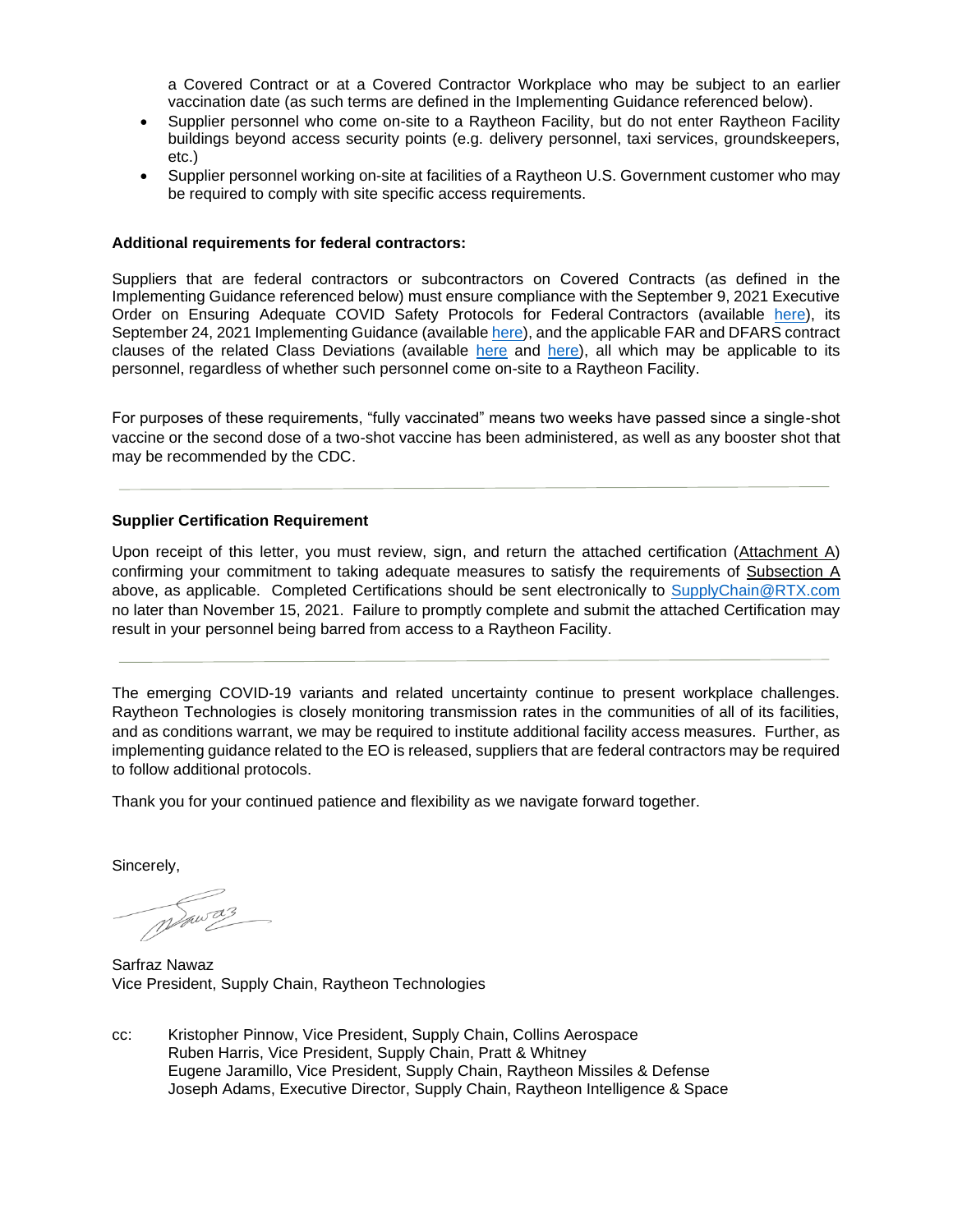a Covered Contract or at a Covered Contractor Workplace who may be subject to an earlier vaccination date (as such terms are defined in the Implementing Guidance referenced below).

- Supplier personnel who come on-site to a Raytheon Facility, but do not enter Raytheon Facility buildings beyond access security points (e.g. delivery personnel, taxi services, groundskeepers, etc.)
- Supplier personnel working on-site at facilities of a Raytheon U.S. Government customer who may be required to comply with site specific access requirements.

**Additional requirements for federal contractors:**

Suppliers that are federal contractors or subcontractors on Covered Contracts (as defined in the Implementing Guidance referenced below) must ensure compliance with the September 9, 2021 Executive Order on Ensuring Adequate COVID Safety Protocols for Federal Contractors (available here), its September 24, 2021 Implementing Guidance (available here), and the applicable FAR and DFARS contract clauses of the related Class Deviations (available here and here), all which may be applicable to its personnel, regardless of whether such personnel come on-site to a Raytheon Facility.

For purposes of these requirements, "fully vaccinated" means two weeks have passed since a single-shot vaccine or the second dose of a two-shot vaccine has been administered, as well as any booster shot that may be recommended by the CDC.

---

**Supplier Certification Requirement**

Upon receipt of this letter, you must review, sign, and return the attached certification (Attachment A) confirming your commitment to taking adequate measures to satisfy the requirements of Subsection A above, as applicable. Completed Certifications should be sent electronically to SupplyChain@RTX.com no later than November 15, 2021. Failure to promptly complete and submit the attached Certification may result in your personnel being barred from access to a Raytheon Facility.

---

The emerging COVID-19 variants and related uncertainty continue to present workplace challenges. Raytheon Technologies is closely monitoring transmission rates in the communities of all of its facilities, and as conditions warrant, we may be required to institute additional facility access measures. Further, as implementing guidance related to the EO is released, suppliers that are federal contractors may be required to follow additional protocols.

Thank you for your continued patience and flexibility as we navigate forward together.

Sincerely,

Sarfraz Nawaz
Vice President, Supply Chain, Raytheon Technologies

cc: Kristopher Pinnow, Vice President, Supply Chain, Collins Aerospace
Ruben Harris, Vice President, Supply Chain, Pratt & Whitney
Eugene Jaramillo, Vice President, Supply Chain, Raytheon Missiles & Defense
Joseph Adams, Executive Director, Supply Chain, Raytheon Intelligence & Space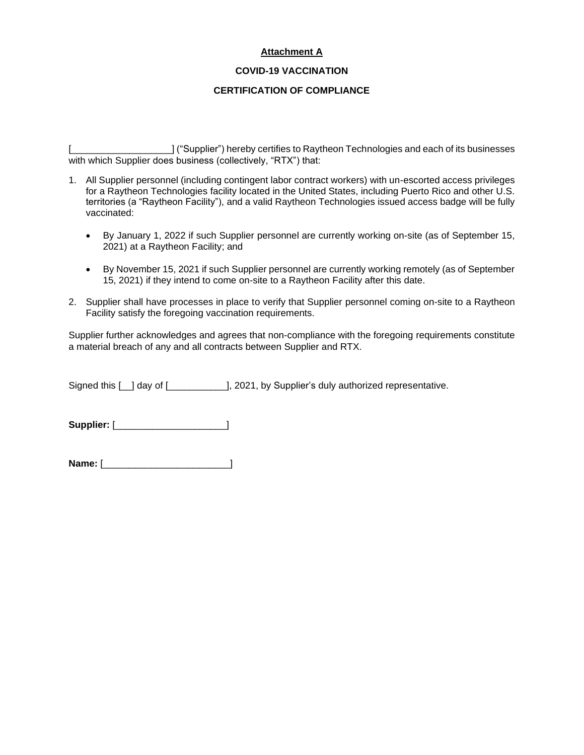**Attachment A**

**COVID-19 VACCINATION**

**CERTIFICATION OF COMPLIANCE**

[___________________] ("Supplier") hereby certifies to Raytheon Technologies and each of its businesses with which Supplier does business (collectively, "RTX") that:

1. All Supplier personnel (including contingent labor contract workers) with un-escorted access privileges for a Raytheon Technologies facility located in the United States, including Puerto Rico and other U.S. territories (a "Raytheon Facility"), and a valid Raytheon Technologies issued access badge will be fully vaccinated:

   - By January 1, 2022 if such Supplier personnel are currently working on-site (as of September 15, 2021) at a Raytheon Facility; and

   - By November 15, 2021 if such Supplier personnel are currently working remotely (as of September 15, 2021) if they intend to come on-site to a Raytheon Facility after this date.

2. Supplier shall have processes in place to verify that Supplier personnel coming on-site to a Raytheon Facility satisfy the foregoing vaccination requirements.

Supplier further acknowledges and agrees that non-compliance with the foregoing requirements constitute a material breach of any and all contracts between Supplier and RTX.

Signed this [__] day of [___________], 2021, by Supplier's duly authorized representative.

**Supplier:** [_____________________]

**Name:** [________________________]